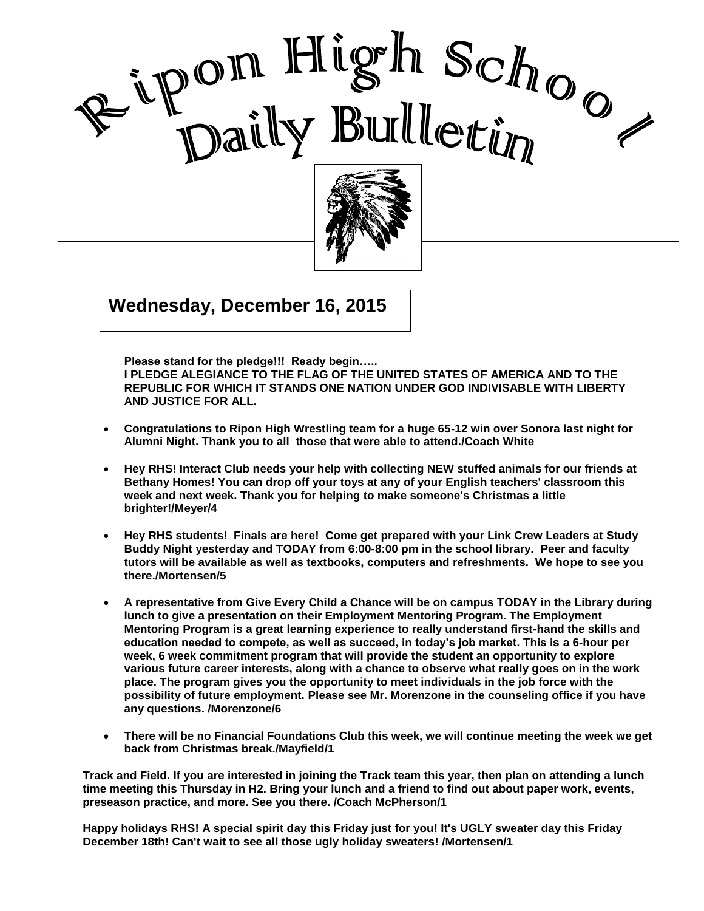# Ripon High School Daily Bulletin

## Wednesday, December 16, 2015

**Please stand for the pledge!!! Ready begin…..**
**I PLEDGE ALEGIANCE TO THE FLAG OF THE UNITED STATES OF AMERICA AND TO THE REPUBLIC FOR WHICH IT STANDS ONE NATION UNDER GOD INDIVISABLE WITH LIBERTY AND JUSTICE FOR ALL.**

- **Congratulations to Ripon High Wrestling team for a huge 65-12 win over Sonora last night for Alumni Night. Thank you to all those that were able to attend./Coach White**

- **Hey RHS! Interact Club needs your help with collecting NEW stuffed animals for our friends at Bethany Homes! You can drop off your toys at any of your English teachers' classroom this week and next week. Thank you for helping to make someone's Christmas a little brighter!/Meyer/4**

- **Hey RHS students! Finals are here! Come get prepared with your Link Crew Leaders at Study Buddy Night yesterday and TODAY from 6:00-8:00 pm in the school library. Peer and faculty tutors will be available as well as textbooks, computers and refreshments. We hope to see you there./Mortensen/5**

- **A representative from Give Every Child a Chance will be on campus TODAY in the Library during lunch to give a presentation on their Employment Mentoring Program. The Employment Mentoring Program is a great learning experience to really understand first-hand the skills and education needed to compete, as well as succeed, in today's job market. This is a 6-hour per week, 6 week commitment program that will provide the student an opportunity to explore various future career interests, along with a chance to observe what really goes on in the work place. The program gives you the opportunity to meet individuals in the job force with the possibility of future employment. Please see Mr. Morenzone in the counseling office if you have any questions. /Morenzone/6**

- **There will be no Financial Foundations Club this week, we will continue meeting the week we get back from Christmas break./Mayfield/1**

**Track and Field. If you are interested in joining the Track team this year, then plan on attending a lunch time meeting this Thursday in H2. Bring your lunch and a friend to find out about paper work, events, preseason practice, and more. See you there. /Coach McPherson/1**

**Happy holidays RHS! A special spirit day this Friday just for you! It's UGLY sweater day this Friday December 18th! Can't wait to see all those ugly holiday sweaters! /Mortensen/1**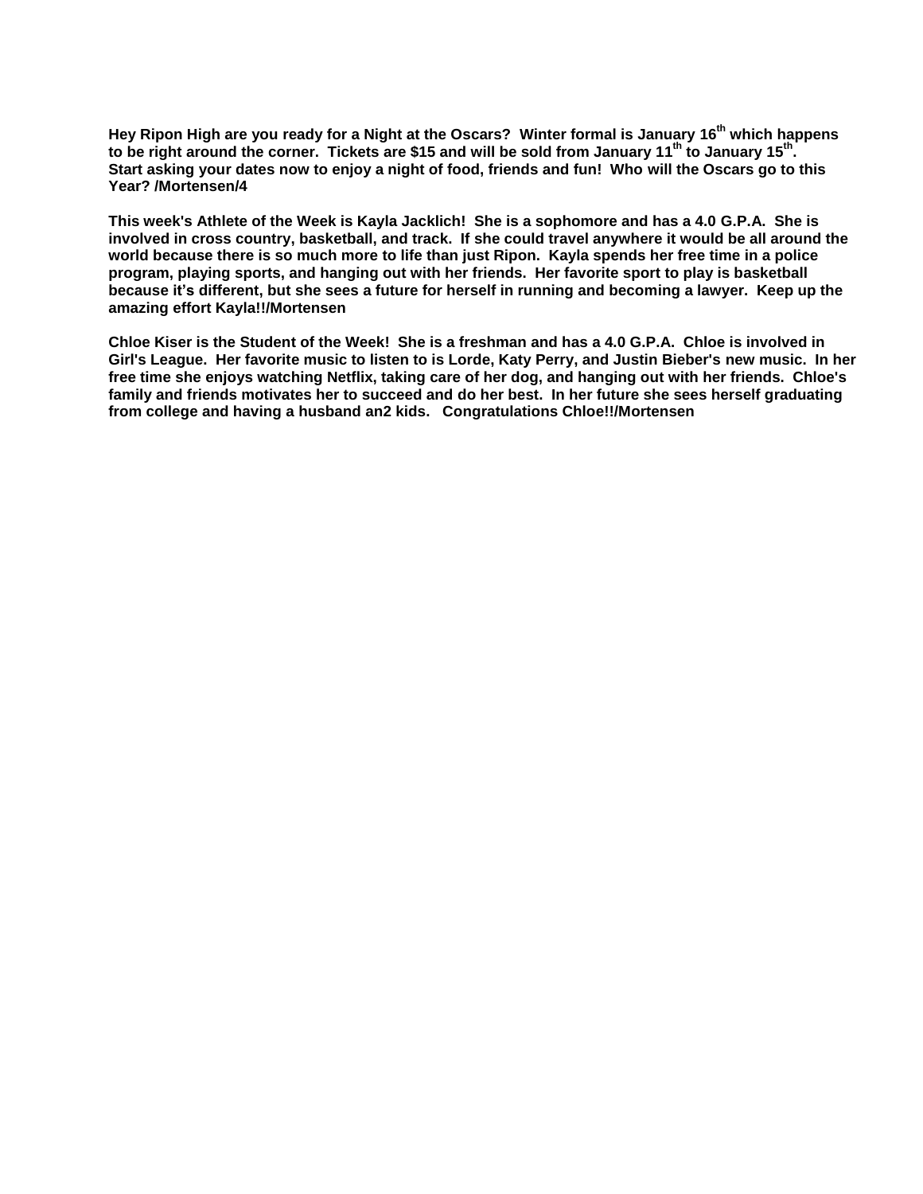**Hey Ripon High are you ready for a Night at the Oscars? Winter formal is January 16th which happens to be right around the corner. Tickets are $15 and will be sold from January 11th to January 15th. Start asking your dates now to enjoy a night of food, friends and fun! Who will the Oscars go to this Year? /Mortensen/4**

**This week's Athlete of the Week is Kayla Jacklich! She is a sophomore and has a 4.0 G.P.A. She is involved in cross country, basketball, and track. If she could travel anywhere it would be all around the world because there is so much more to life than just Ripon. Kayla spends her free time in a police program, playing sports, and hanging out with her friends. Her favorite sport to play is basketball because it's different, but she sees a future for herself in running and becoming a lawyer. Keep up the amazing effort Kayla!!/Mortensen**

**Chloe Kiser is the Student of the Week! She is a freshman and has a 4.0 G.P.A. Chloe is involved in Girl's League. Her favorite music to listen to is Lorde, Katy Perry, and Justin Bieber's new music. In her free time she enjoys watching Netflix, taking care of her dog, and hanging out with her friends. Chloe's family and friends motivates her to succeed and do her best. In her future she sees herself graduating from college and having a husband an2 kids. Congratulations Chloe!!/Mortensen**